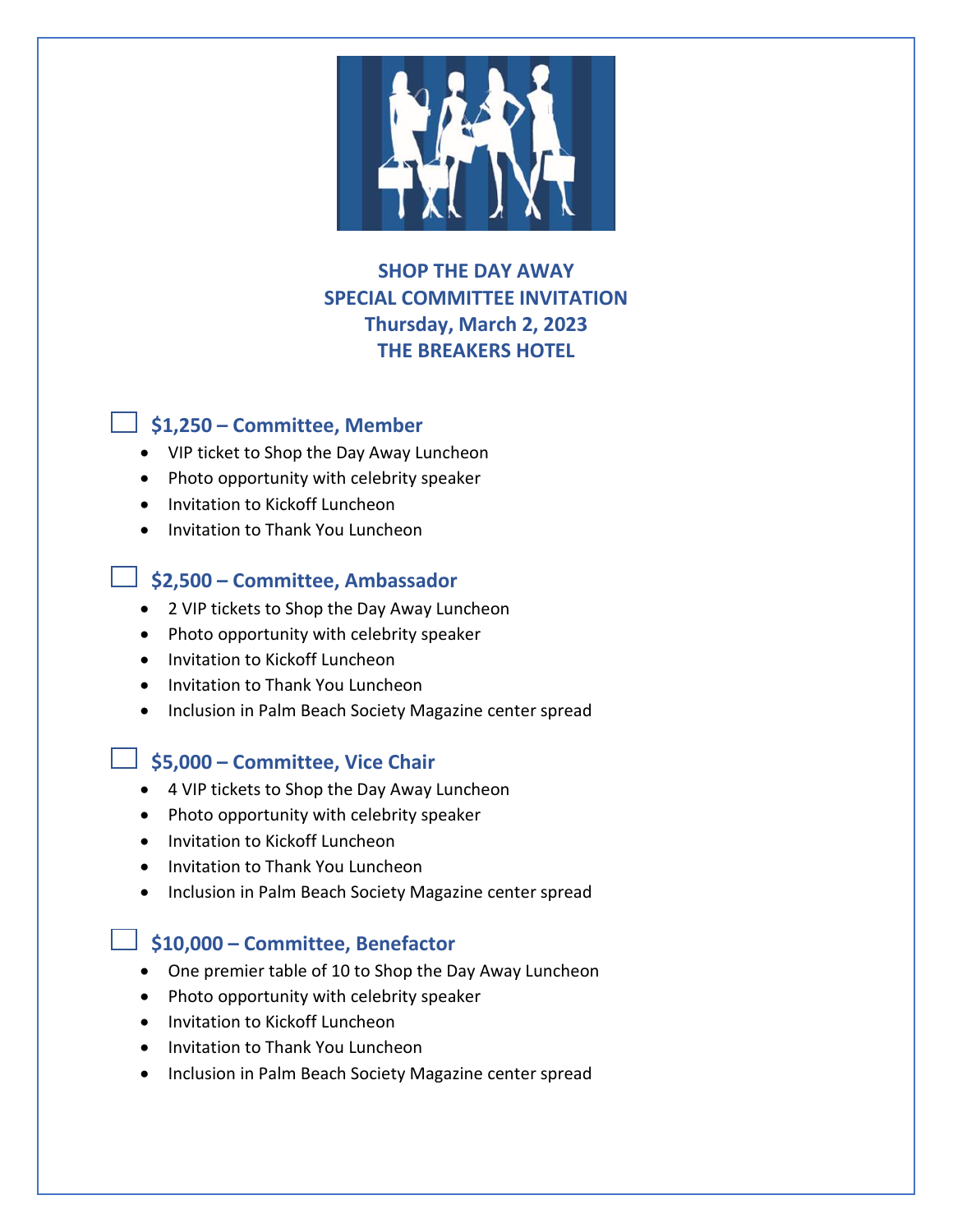# SHOP THE DAY AWAY
## SPECIAL COMMITTEE INVITATION
## Thursday, March 2, 2023
## THE BREAKERS HOTEL

### ☐ $1,250 – Committee, Member

- VIP ticket to Shop the Day Away Luncheon
- Photo opportunity with celebrity speaker
- Invitation to Kickoff Luncheon
- Invitation to Thank You Luncheon

### ☐ $2,500 – Committee, Ambassador

- 2 VIP tickets to Shop the Day Away Luncheon
- Photo opportunity with celebrity speaker
- Invitation to Kickoff Luncheon
- Invitation to Thank You Luncheon
- Inclusion in Palm Beach Society Magazine center spread

### ☐ $5,000 – Committee, Vice Chair

- 4 VIP tickets to Shop the Day Away Luncheon
- Photo opportunity with celebrity speaker
- Invitation to Kickoff Luncheon
- Invitation to Thank You Luncheon
- Inclusion in Palm Beach Society Magazine center spread

### ☐ $10,000 – Committee, Benefactor

- One premier table of 10 to Shop the Day Away Luncheon
- Photo opportunity with celebrity speaker
- Invitation to Kickoff Luncheon
- Invitation to Thank You Luncheon
- Inclusion in Palm Beach Society Magazine center spread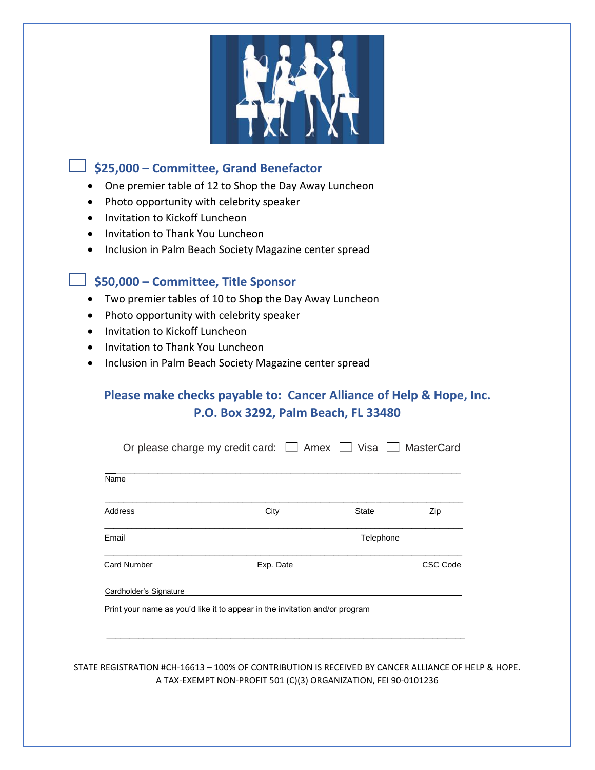☐ **$25,000 – Committee, Grand Benefactor**

- One premier table of 12 to Shop the Day Away Luncheon
- Photo opportunity with celebrity speaker
- Invitation to Kickoff Luncheon
- Invitation to Thank You Luncheon
- Inclusion in Palm Beach Society Magazine center spread

☐ **$50,000 – Committee, Title Sponsor**

- Two premier tables of 10 to Shop the Day Away Luncheon
- Photo opportunity with celebrity speaker
- Invitation to Kickoff Luncheon
- Invitation to Thank You Luncheon
- Inclusion in Palm Beach Society Magazine center spread

**Please make checks payable to: Cancer Alliance of Help & Hope, Inc.**
**P.O. Box 3292, Palm Beach, FL 33480**

Or please charge my credit card: ☐ Amex ☐ Visa ☐ MasterCard

___________________________________________________________________________
Name

___________________________________________________________________________
Address City State Zip

___________________________________________________________________________
Email Telephone

___________________________________________________________________________
Card Number Exp. Date CSC Code

Cardholder's Signature ___________________________________________________

Print your name as you'd like it to appear in the invitation and/or program

___________________________________________________________________________

STATE REGISTRATION #CH-16613 – 100% OF CONTRIBUTION IS RECEIVED BY CANCER ALLIANCE OF HELP & HOPE.
A TAX-EXEMPT NON-PROFIT 501 (C)(3) ORGANIZATION, FEI 90-0101236